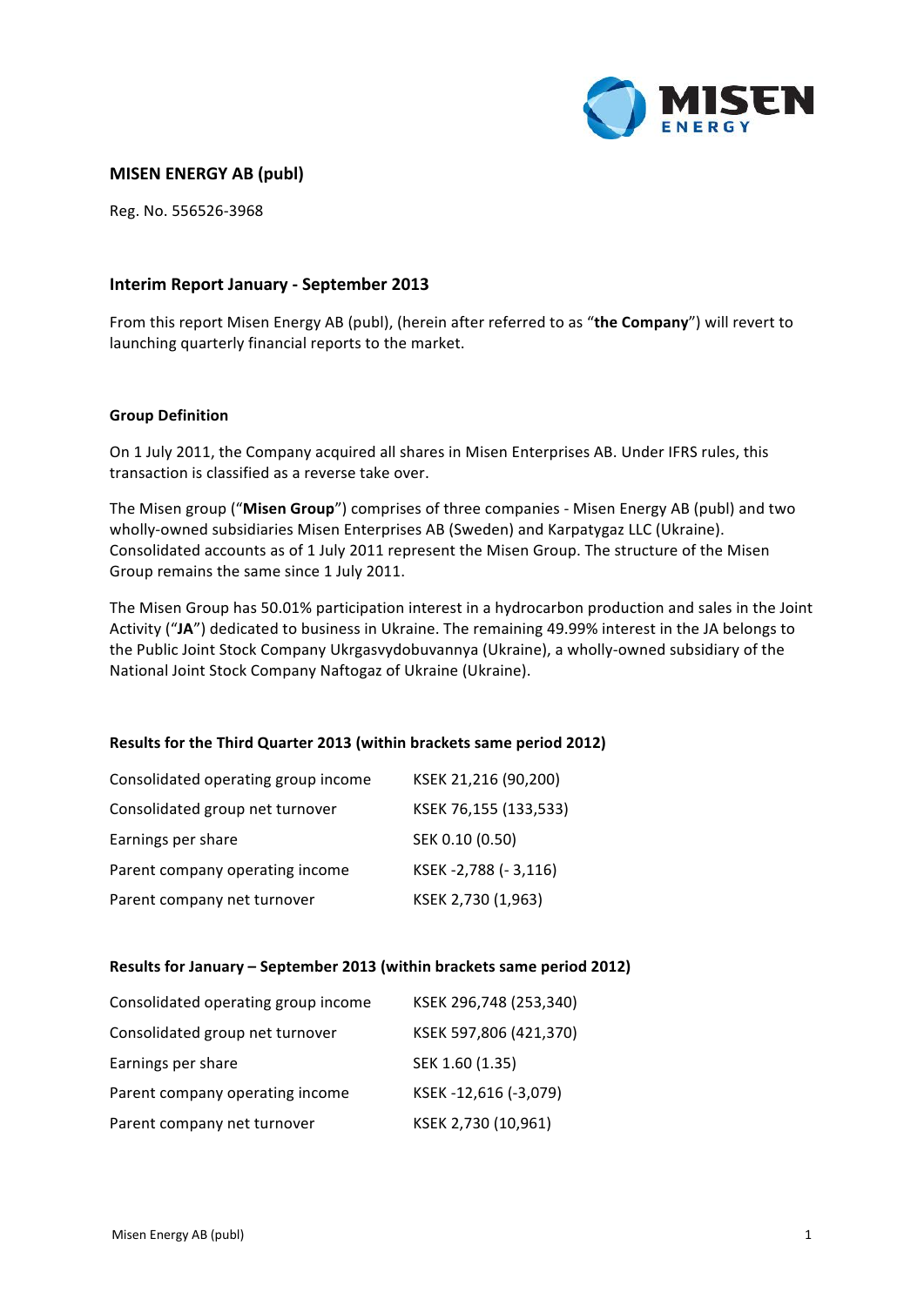# MISEN ENERGY AB (publ)

Reg. No. 556526-3968

## Interim Report January - September 2013

From this report Misen Energy AB (publ), (herein after referred to as "**the Company**") will revert to launching quarterly financial reports to the market.

### Group Definition

On 1 July 2011, the Company acquired all shares in Misen Enterprises AB. Under IFRS rules, this transaction is classified as a reverse take over.

The Misen group ("**Misen Group**") comprises of three companies - Misen Energy AB (publ) and two wholly-owned subsidiaries Misen Enterprises AB (Sweden) and Karpatygaz LLC (Ukraine). Consolidated accounts as of 1 July 2011 represent the Misen Group. The structure of the Misen Group remains the same since 1 July 2011.

The Misen Group has 50.01% participation interest in a hydrocarbon production and sales in the Joint Activity ("**JA**") dedicated to business in Ukraine. The remaining 49.99% interest in the JA belongs to the Public Joint Stock Company Ukrgasvydobuvannya (Ukraine), a wholly-owned subsidiary of the National Joint Stock Company Naftogaz of Ukraine (Ukraine).

### Results for the Third Quarter 2013 (within brackets same period 2012)

| | |
|---|---|
| Consolidated operating group income | KSEK 21,216 (90,200) |
| Consolidated group net turnover | KSEK 76,155 (133,533) |
| Earnings per share | SEK 0.10 (0.50) |
| Parent company operating income | KSEK -2,788 (- 3,116) |
| Parent company net turnover | KSEK 2,730 (1,963) |

### Results for January – September 2013 (within brackets same period 2012)

| | |
|---|---|
| Consolidated operating group income | KSEK 296,748 (253,340) |
| Consolidated group net turnover | KSEK 597,806 (421,370) |
| Earnings per share | SEK 1.60 (1.35) |
| Parent company operating income | KSEK -12,616 (-3,079) |
| Parent company net turnover | KSEK 2,730 (10,961) |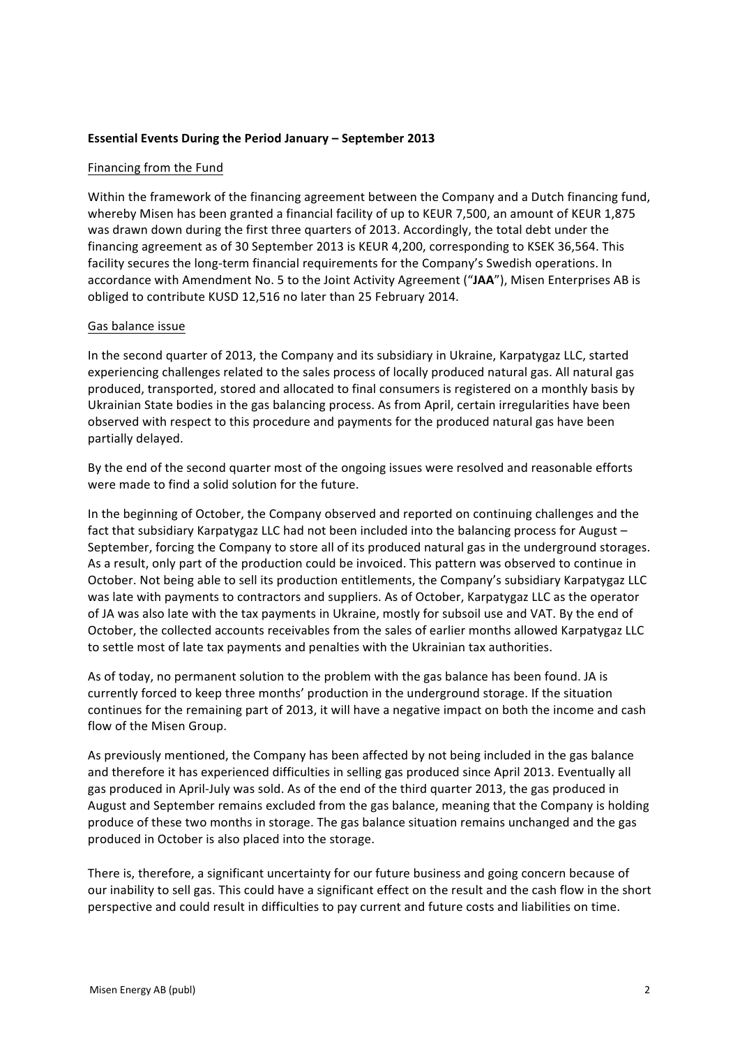**Essential Events During the Period January – September 2013**

Financing from the Fund

Within the framework of the financing agreement between the Company and a Dutch financing fund, whereby Misen has been granted a financial facility of up to KEUR 7,500, an amount of KEUR 1,875 was drawn down during the first three quarters of 2013. Accordingly, the total debt under the financing agreement as of 30 September 2013 is KEUR 4,200, corresponding to KSEK 36,564. This facility secures the long-term financial requirements for the Company's Swedish operations. In accordance with Amendment No. 5 to the Joint Activity Agreement ("**JAA**"), Misen Enterprises AB is obliged to contribute KUSD 12,516 no later than 25 February 2014.

Gas balance issue

In the second quarter of 2013, the Company and its subsidiary in Ukraine, Karpatygaz LLC, started experiencing challenges related to the sales process of locally produced natural gas. All natural gas produced, transported, stored and allocated to final consumers is registered on a monthly basis by Ukrainian State bodies in the gas balancing process. As from April, certain irregularities have been observed with respect to this procedure and payments for the produced natural gas have been partially delayed.

By the end of the second quarter most of the ongoing issues were resolved and reasonable efforts were made to find a solid solution for the future.

In the beginning of October, the Company observed and reported on continuing challenges and the fact that subsidiary Karpatygaz LLC had not been included into the balancing process for August – September, forcing the Company to store all of its produced natural gas in the underground storages. As a result, only part of the production could be invoiced. This pattern was observed to continue in October. Not being able to sell its production entitlements, the Company's subsidiary Karpatygaz LLC was late with payments to contractors and suppliers. As of October, Karpatygaz LLC as the operator of JA was also late with the tax payments in Ukraine, mostly for subsoil use and VAT. By the end of October, the collected accounts receivables from the sales of earlier months allowed Karpatygaz LLC to settle most of late tax payments and penalties with the Ukrainian tax authorities.

As of today, no permanent solution to the problem with the gas balance has been found. JA is currently forced to keep three months' production in the underground storage. If the situation continues for the remaining part of 2013, it will have a negative impact on both the income and cash flow of the Misen Group.

As previously mentioned, the Company has been affected by not being included in the gas balance and therefore it has experienced difficulties in selling gas produced since April 2013. Eventually all gas produced in April-July was sold. As of the end of the third quarter 2013, the gas produced in August and September remains excluded from the gas balance, meaning that the Company is holding produce of these two months in storage. The gas balance situation remains unchanged and the gas produced in October is also placed into the storage.

There is, therefore, a significant uncertainty for our future business and going concern because of our inability to sell gas. This could have a significant effect on the result and the cash flow in the short perspective and could result in difficulties to pay current and future costs and liabilities on time.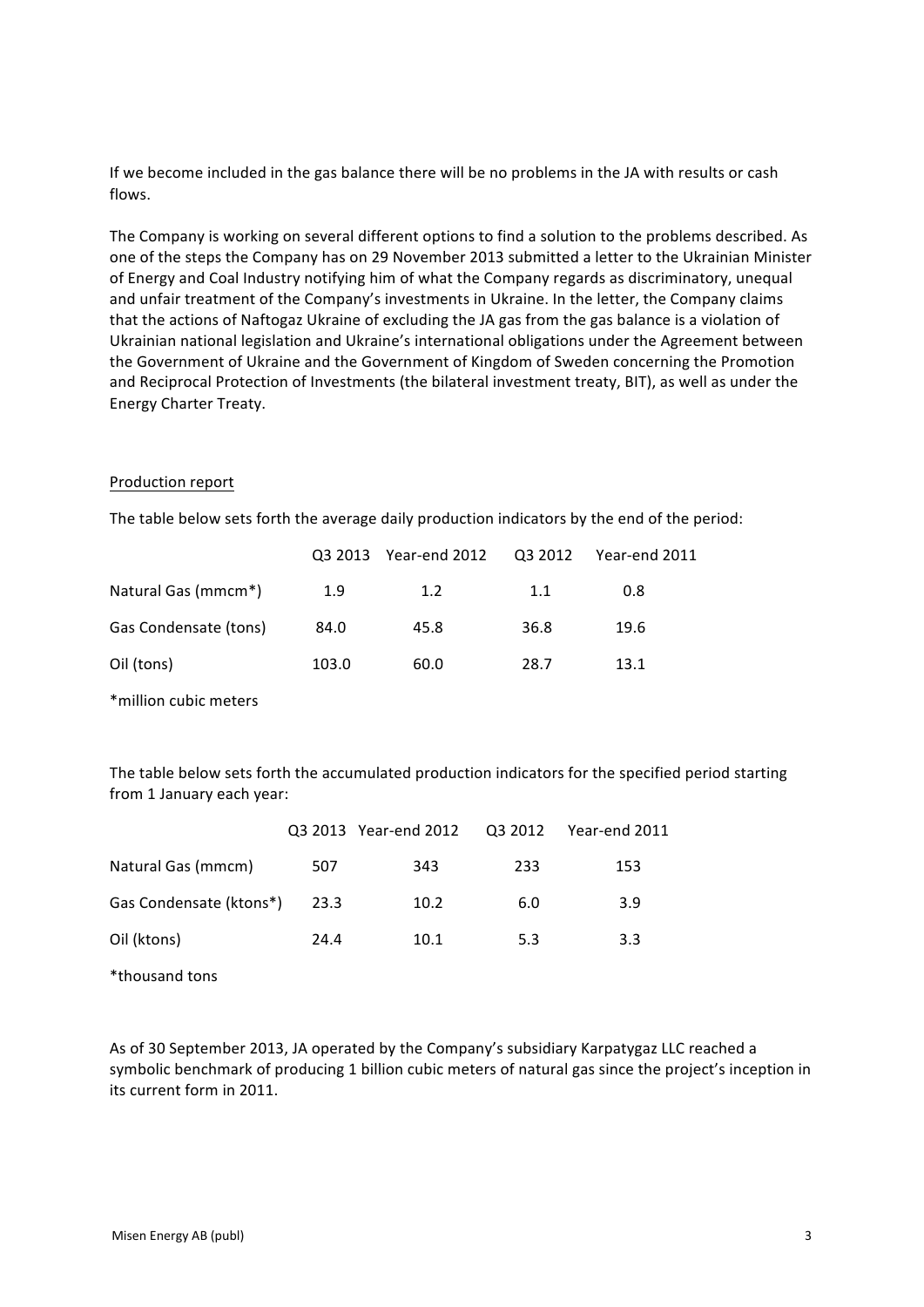If we become included in the gas balance there will be no problems in the JA with results or cash flows.

The Company is working on several different options to find a solution to the problems described. As one of the steps the Company has on 29 November 2013 submitted a letter to the Ukrainian Minister of Energy and Coal Industry notifying him of what the Company regards as discriminatory, unequal and unfair treatment of the Company's investments in Ukraine. In the letter, the Company claims that the actions of Naftogaz Ukraine of excluding the JA gas from the gas balance is a violation of Ukrainian national legislation and Ukraine's international obligations under the Agreement between the Government of Ukraine and the Government of Kingdom of Sweden concerning the Promotion and Reciprocal Protection of Investments (the bilateral investment treaty, BIT), as well as under the Energy Charter Treaty.

## Production report

The table below sets forth the average daily production indicators by the end of the period:

| | Q3 2013 | Year-end 2012 | Q3 2012 | Year-end 2011 |
|---|---|---|---|---|
| Natural Gas (mmcm*) | 1.9 | 1.2 | 1.1 | 0.8 |
| Gas Condensate (tons) | 84.0 | 45.8 | 36.8 | 19.6 |
| Oil (tons) | 103.0 | 60.0 | 28.7 | 13.1 |

*million cubic meters

The table below sets forth the accumulated production indicators for the specified period starting from 1 January each year:

| | Q3 2013 | Year-end 2012 | Q3 2012 | Year-end 2011 |
|---|---|---|---|---|
| Natural Gas (mmcm) | 507 | 343 | 233 | 153 |
| Gas Condensate (ktons*) | 23.3 | 10.2 | 6.0 | 3.9 |
| Oil (ktons) | 24.4 | 10.1 | 5.3 | 3.3 |

*thousand tons

As of 30 September 2013, JA operated by the Company's subsidiary Karpatygaz LLC reached a symbolic benchmark of producing 1 billion cubic meters of natural gas since the project's inception in its current form in 2011.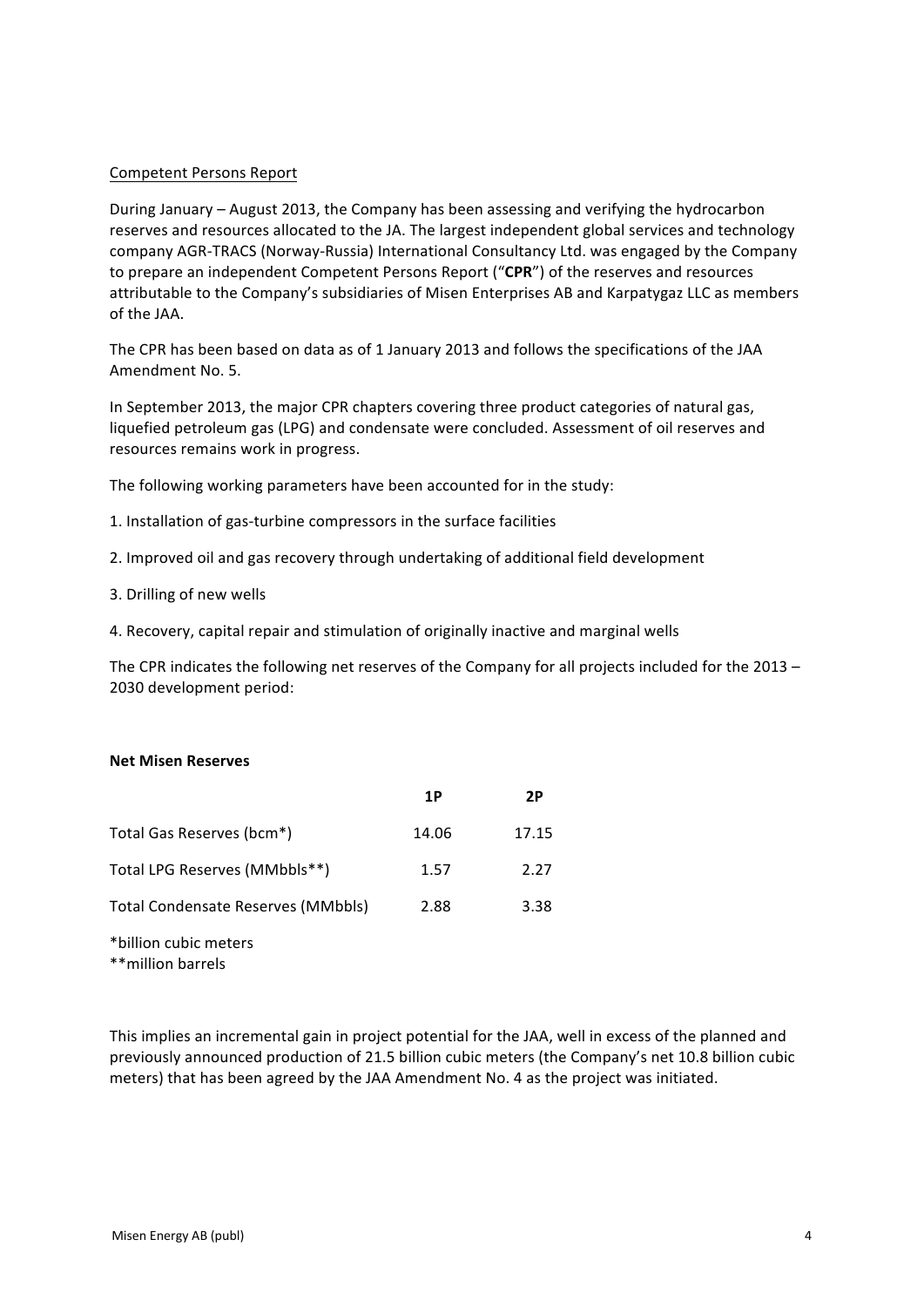Competent Persons Report

During January – August 2013, the Company has been assessing and verifying the hydrocarbon reserves and resources allocated to the JA. The largest independent global services and technology company AGR-TRACS (Norway-Russia) International Consultancy Ltd. was engaged by the Company to prepare an independent Competent Persons Report ("**CPR**") of the reserves and resources attributable to the Company's subsidiaries of Misen Enterprises AB and Karpatygaz LLC as members of the JAA.

The CPR has been based on data as of 1 January 2013 and follows the specifications of the JAA Amendment No. 5.

In September 2013, the major CPR chapters covering three product categories of natural gas, liquefied petroleum gas (LPG) and condensate were concluded. Assessment of oil reserves and resources remains work in progress.

The following working parameters have been accounted for in the study:

1. Installation of gas-turbine compressors in the surface facilities

2. Improved oil and gas recovery through undertaking of additional field development

3. Drilling of new wells

4. Recovery, capital repair and stimulation of originally inactive and marginal wells

The CPR indicates the following net reserves of the Company for all projects included for the 2013 – 2030 development period:

**Net Misen Reserves**

| | **1P** | **2P** |
|---|---|---|
| Total Gas Reserves (bcm*) | 14.06 | 17.15 |
| Total LPG Reserves (MMbbls**) | 1.57 | 2.27 |
| Total Condensate Reserves (MMbbls) | 2.88 | 3.38 |

*billion cubic meters
**million barrels

This implies an incremental gain in project potential for the JAA, well in excess of the planned and previously announced production of 21.5 billion cubic meters (the Company's net 10.8 billion cubic meters) that has been agreed by the JAA Amendment No. 4 as the project was initiated.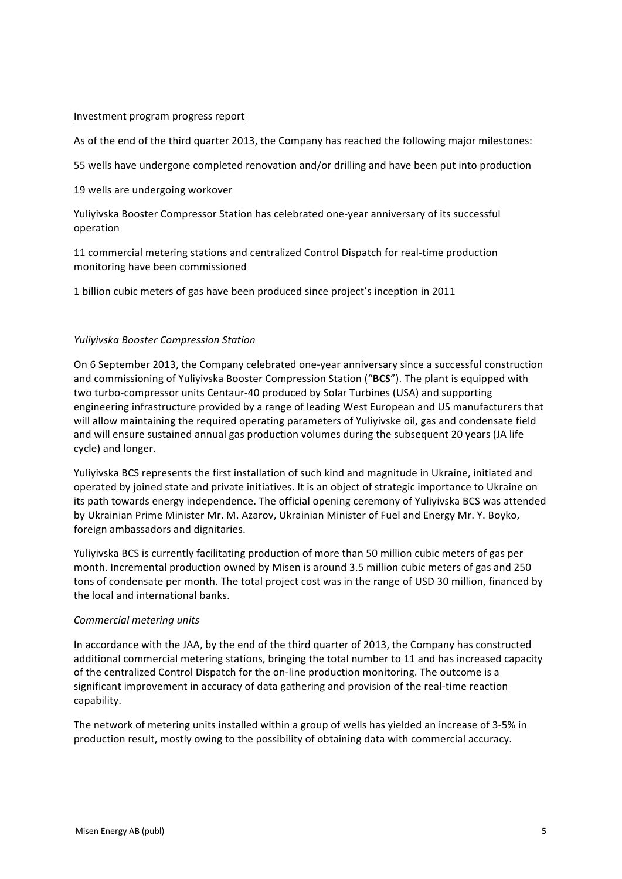Investment program progress report

As of the end of the third quarter 2013, the Company has reached the following major milestones:

55 wells have undergone completed renovation and/or drilling and have been put into production

19 wells are undergoing workover

Yuliyivska Booster Compressor Station has celebrated one-year anniversary of its successful operation

11 commercial metering stations and centralized Control Dispatch for real-time production monitoring have been commissioned

1 billion cubic meters of gas have been produced since project's inception in 2011

*Yuliyivska Booster Compression Station*

On 6 September 2013, the Company celebrated one-year anniversary since a successful construction and commissioning of Yuliyivska Booster Compression Station ("**BCS**"). The plant is equipped with two turbo-compressor units Centaur-40 produced by Solar Turbines (USA) and supporting engineering infrastructure provided by a range of leading West European and US manufacturers that will allow maintaining the required operating parameters of Yuliyivske oil, gas and condensate field and will ensure sustained annual gas production volumes during the subsequent 20 years (JA life cycle) and longer.

Yuliyivska BCS represents the first installation of such kind and magnitude in Ukraine, initiated and operated by joined state and private initiatives. It is an object of strategic importance to Ukraine on its path towards energy independence. The official opening ceremony of Yuliyivska BCS was attended by Ukrainian Prime Minister Mr. M. Azarov, Ukrainian Minister of Fuel and Energy Mr. Y. Boyko, foreign ambassadors and dignitaries.

Yuliyivska BCS is currently facilitating production of more than 50 million cubic meters of gas per month. Incremental production owned by Misen is around 3.5 million cubic meters of gas and 250 tons of condensate per month. The total project cost was in the range of USD 30 million, financed by the local and international banks.

*Commercial metering units*

In accordance with the JAA, by the end of the third quarter of 2013, the Company has constructed additional commercial metering stations, bringing the total number to 11 and has increased capacity of the centralized Control Dispatch for the on-line production monitoring. The outcome is a significant improvement in accuracy of data gathering and provision of the real-time reaction capability.

The network of metering units installed within a group of wells has yielded an increase of 3-5% in production result, mostly owing to the possibility of obtaining data with commercial accuracy.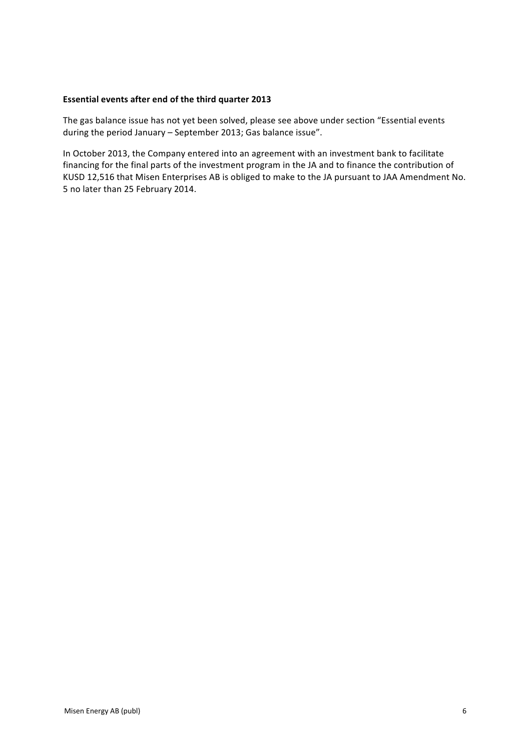**Essential events after end of the third quarter 2013**

The gas balance issue has not yet been solved, please see above under section "Essential events during the period January – September 2013; Gas balance issue".

In October 2013, the Company entered into an agreement with an investment bank to facilitate financing for the final parts of the investment program in the JA and to finance the contribution of KUSD 12,516 that Misen Enterprises AB is obliged to make to the JA pursuant to JAA Amendment No. 5 no later than 25 February 2014.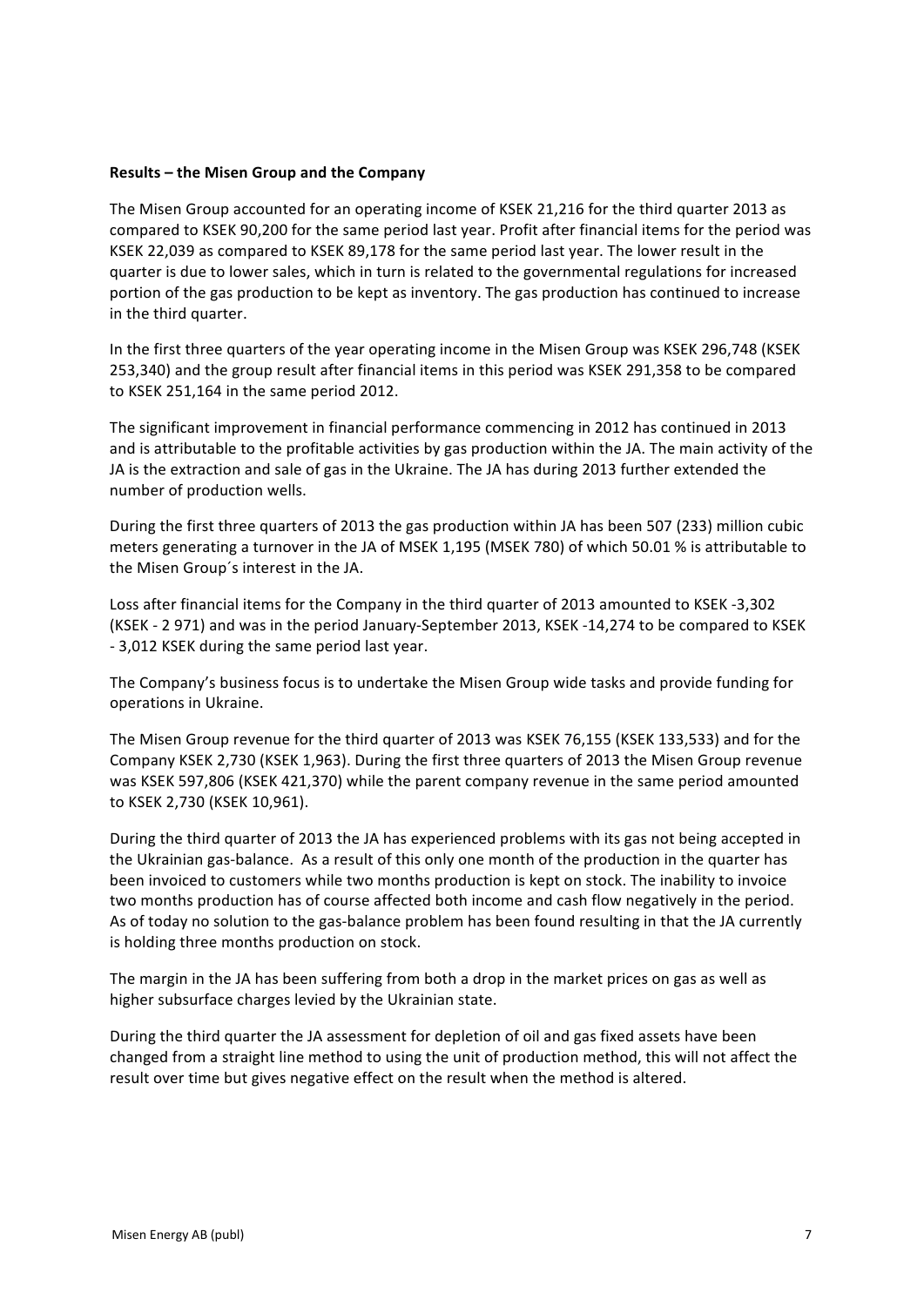**Results – the Misen Group and the Company**

The Misen Group accounted for an operating income of KSEK 21,216 for the third quarter 2013 as compared to KSEK 90,200 for the same period last year. Profit after financial items for the period was KSEK 22,039 as compared to KSEK 89,178 for the same period last year. The lower result in the quarter is due to lower sales, which in turn is related to the governmental regulations for increased portion of the gas production to be kept as inventory. The gas production has continued to increase in the third quarter.

In the first three quarters of the year operating income in the Misen Group was KSEK 296,748 (KSEK 253,340) and the group result after financial items in this period was KSEK 291,358 to be compared to KSEK 251,164 in the same period 2012.

The significant improvement in financial performance commencing in 2012 has continued in 2013 and is attributable to the profitable activities by gas production within the JA. The main activity of the JA is the extraction and sale of gas in the Ukraine. The JA has during 2013 further extended the number of production wells.

During the first three quarters of 2013 the gas production within JA has been 507 (233) million cubic meters generating a turnover in the JA of MSEK 1,195 (MSEK 780) of which 50.01 % is attributable to the Misen Group´s interest in the JA.

Loss after financial items for the Company in the third quarter of 2013 amounted to KSEK -3,302 (KSEK - 2 971) and was in the period January-September 2013, KSEK -14,274 to be compared to KSEK - 3,012 KSEK during the same period last year.

The Company's business focus is to undertake the Misen Group wide tasks and provide funding for operations in Ukraine.

The Misen Group revenue for the third quarter of 2013 was KSEK 76,155 (KSEK 133,533) and for the Company KSEK 2,730 (KSEK 1,963). During the first three quarters of 2013 the Misen Group revenue was KSEK 597,806 (KSEK 421,370) while the parent company revenue in the same period amounted to KSEK 2,730 (KSEK 10,961).

During the third quarter of 2013 the JA has experienced problems with its gas not being accepted in the Ukrainian gas-balance. As a result of this only one month of the production in the quarter has been invoiced to customers while two months production is kept on stock. The inability to invoice two months production has of course affected both income and cash flow negatively in the period. As of today no solution to the gas-balance problem has been found resulting in that the JA currently is holding three months production on stock.

The margin in the JA has been suffering from both a drop in the market prices on gas as well as higher subsurface charges levied by the Ukrainian state.

During the third quarter the JA assessment for depletion of oil and gas fixed assets have been changed from a straight line method to using the unit of production method, this will not affect the result over time but gives negative effect on the result when the method is altered.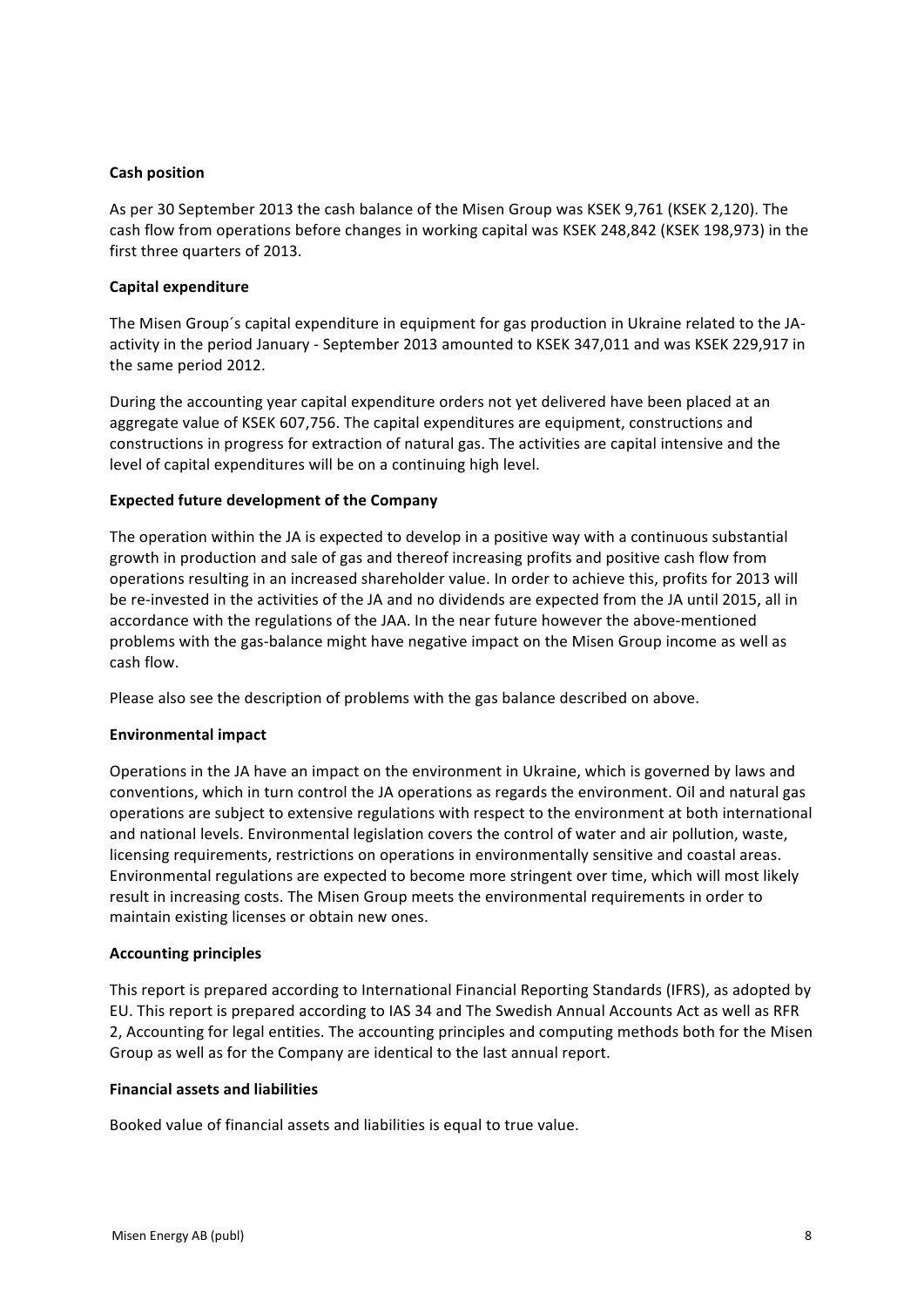**Cash position**

As per 30 September 2013 the cash balance of the Misen Group was KSEK 9,761 (KSEK 2,120). The cash flow from operations before changes in working capital was KSEK 248,842 (KSEK 198,973) in the first three quarters of 2013.

**Capital expenditure**

The Misen Group´s capital expenditure in equipment for gas production in Ukraine related to the JA-activity in the period January - September 2013 amounted to KSEK 347,011 and was KSEK 229,917 in the same period 2012.

During the accounting year capital expenditure orders not yet delivered have been placed at an aggregate value of KSEK 607,756. The capital expenditures are equipment, constructions and constructions in progress for extraction of natural gas. The activities are capital intensive and the level of capital expenditures will be on a continuing high level.

**Expected future development of the Company**

The operation within the JA is expected to develop in a positive way with a continuous substantial growth in production and sale of gas and thereof increasing profits and positive cash flow from operations resulting in an increased shareholder value. In order to achieve this, profits for 2013 will be re-invested in the activities of the JA and no dividends are expected from the JA until 2015, all in accordance with the regulations of the JAA. In the near future however the above-mentioned problems with the gas-balance might have negative impact on the Misen Group income as well as cash flow.

Please also see the description of problems with the gas balance described on above.

**Environmental impact**

Operations in the JA have an impact on the environment in Ukraine, which is governed by laws and conventions, which in turn control the JA operations as regards the environment. Oil and natural gas operations are subject to extensive regulations with respect to the environment at both international and national levels. Environmental legislation covers the control of water and air pollution, waste, licensing requirements, restrictions on operations in environmentally sensitive and coastal areas. Environmental regulations are expected to become more stringent over time, which will most likely result in increasing costs. The Misen Group meets the environmental requirements in order to maintain existing licenses or obtain new ones.

**Accounting principles**

This report is prepared according to International Financial Reporting Standards (IFRS), as adopted by EU. This report is prepared according to IAS 34 and The Swedish Annual Accounts Act as well as RFR 2, Accounting for legal entities. The accounting principles and computing methods both for the Misen Group as well as for the Company are identical to the last annual report.

**Financial assets and liabilities**

Booked value of financial assets and liabilities is equal to true value.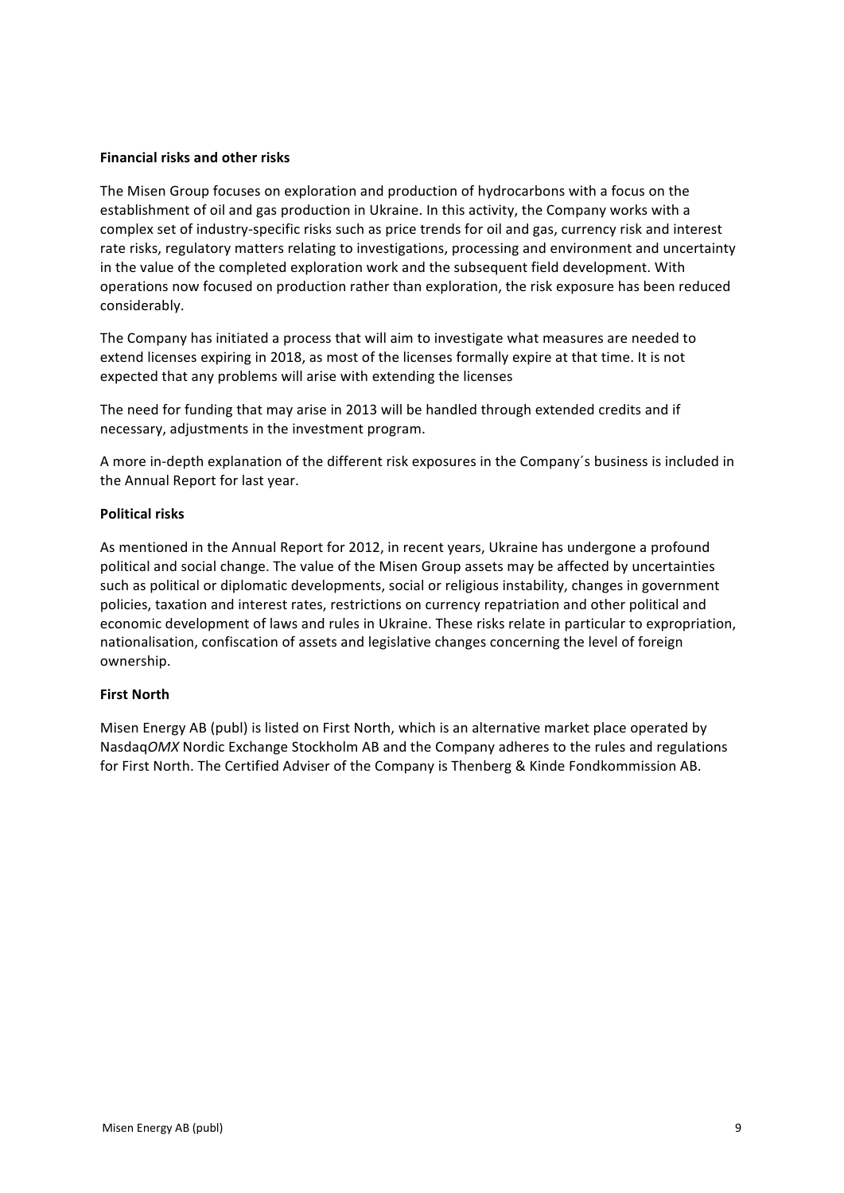**Financial risks and other risks**

The Misen Group focuses on exploration and production of hydrocarbons with a focus on the establishment of oil and gas production in Ukraine. In this activity, the Company works with a complex set of industry-specific risks such as price trends for oil and gas, currency risk and interest rate risks, regulatory matters relating to investigations, processing and environment and uncertainty in the value of the completed exploration work and the subsequent field development. With operations now focused on production rather than exploration, the risk exposure has been reduced considerably.

The Company has initiated a process that will aim to investigate what measures are needed to extend licenses expiring in 2018, as most of the licenses formally expire at that time. It is not expected that any problems will arise with extending the licenses

The need for funding that may arise in 2013 will be handled through extended credits and if necessary, adjustments in the investment program.

A more in-depth explanation of the different risk exposures in the Company´s business is included in the Annual Report for last year.

**Political risks**

As mentioned in the Annual Report for 2012, in recent years, Ukraine has undergone a profound political and social change. The value of the Misen Group assets may be affected by uncertainties such as political or diplomatic developments, social or religious instability, changes in government policies, taxation and interest rates, restrictions on currency repatriation and other political and economic development of laws and rules in Ukraine. These risks relate in particular to expropriation, nationalisation, confiscation of assets and legislative changes concerning the level of foreign ownership.

**First North**

Misen Energy AB (publ) is listed on First North, which is an alternative market place operated by Nasdaq*OMX* Nordic Exchange Stockholm AB and the Company adheres to the rules and regulations for First North. The Certified Adviser of the Company is Thenberg & Kinde Fondkommission AB.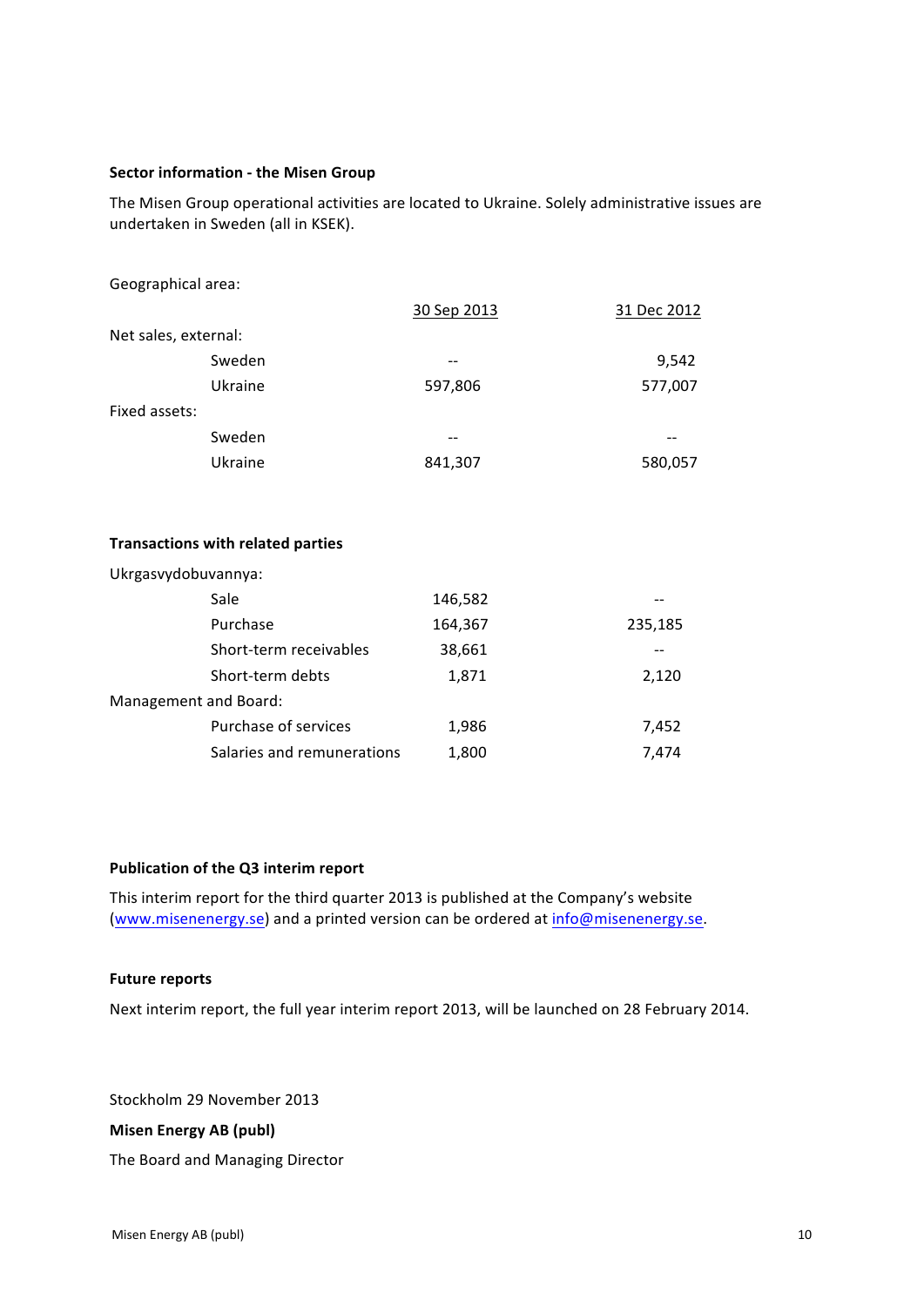**Sector information - the Misen Group**

The Misen Group operational activities are located to Ukraine. Solely administrative issues are undertaken in Sweden (all in KSEK).

Geographical area:

| | | 30 Sep 2013 | 31 Dec 2012 |
|---|---|---|---|
| Net sales, external: | | | |
| | Sweden | -- | 9,542 |
| | Ukraine | 597,806 | 577,007 |
| Fixed assets: | | | |
| | Sweden | -- | -- |
| | Ukraine | 841,307 | 580,057 |

**Transactions with related parties**

| | | | |
|---|---|---|---|
| Ukrgasvydobuvannya: | | | |
| | Sale | 146,582 | -- |
| | Purchase | 164,367 | 235,185 |
| | Short-term receivables | 38,661 | -- |
| | Short-term debts | 1,871 | 2,120 |
| Management and Board: | | | |
| | Purchase of services | 1,986 | 7,452 |
| | Salaries and remunerations | 1,800 | 7,474 |

**Publication of the Q3 interim report**

This interim report for the third quarter 2013 is published at the Company's website (www.misenenergy.se) and a printed version can be ordered at info@misenenergy.se.

**Future reports**

Next interim report, the full year interim report 2013, will be launched on 28 February 2014.

Stockholm 29 November 2013

**Misen Energy AB (publ)**

The Board and Managing Director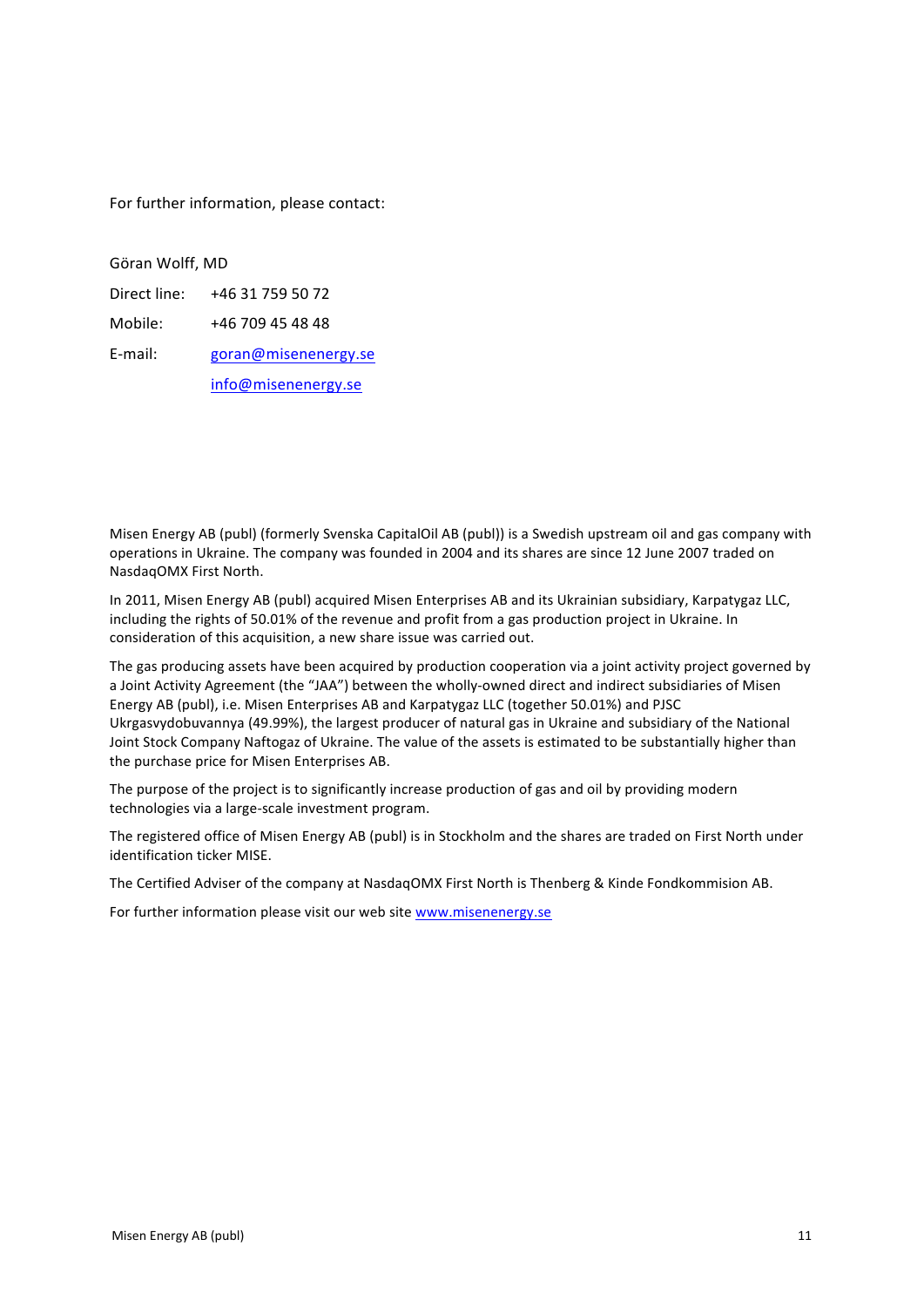For further information, please contact:

Göran Wolff, MD

Direct line: +46 31 759 50 72

Mobile: +46 709 45 48 48

E-mail: goran@misenenergy.se

info@misenenergy.se

Misen Energy AB (publ) (formerly Svenska CapitalOil AB (publ)) is a Swedish upstream oil and gas company with operations in Ukraine. The company was founded in 2004 and its shares are since 12 June 2007 traded on NasdaqOMX First North.

In 2011, Misen Energy AB (publ) acquired Misen Enterprises AB and its Ukrainian subsidiary, Karpatygaz LLC, including the rights of 50.01% of the revenue and profit from a gas production project in Ukraine. In consideration of this acquisition, a new share issue was carried out.

The gas producing assets have been acquired by production cooperation via a joint activity project governed by a Joint Activity Agreement (the "JAA") between the wholly-owned direct and indirect subsidiaries of Misen Energy AB (publ), i.e. Misen Enterprises AB and Karpatygaz LLC (together 50.01%) and PJSC Ukrgasvydobuvannya (49.99%), the largest producer of natural gas in Ukraine and subsidiary of the National Joint Stock Company Naftogaz of Ukraine. The value of the assets is estimated to be substantially higher than the purchase price for Misen Enterprises AB.

The purpose of the project is to significantly increase production of gas and oil by providing modern technologies via a large-scale investment program.

The registered office of Misen Energy AB (publ) is in Stockholm and the shares are traded on First North under identification ticker MISE.

The Certified Adviser of the company at NasdaqOMX First North is Thenberg & Kinde Fondkommision AB.

For further information please visit our web site www.misenenergy.se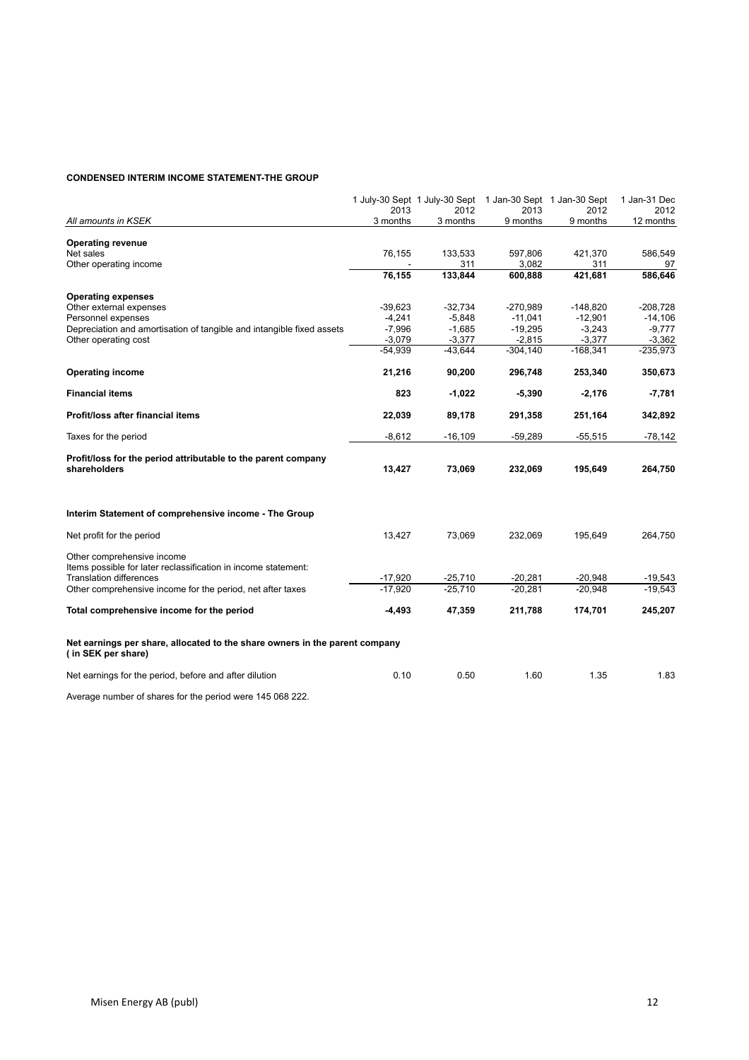**CONDENSED INTERIM INCOME STATEMENT-THE GROUP**

| *All amounts in KSEK* | 1 July-30 Sept 2013 3 months | 1 July-30 Sept 2012 3 months | 1 Jan-30 Sept 2013 9 months | 1 Jan-30 Sept 2012 9 months | 1 Jan-31 Dec 2012 12 months |
|---|---|---|---|---|---|
| **Operating revenue** | | | | | |
| Net sales | 76,155 | 133,533 | 597,806 | 421,370 | 586,549 |
| Other operating income | - | 311 | 3,082 | 311 | 97 |
| | **76,155** | **133,844** | **600,888** | **421,681** | **586,646** |
| **Operating expenses** | | | | | |
| Other external expenses | -39,623 | -32,734 | -270,989 | -148,820 | -208,728 |
| Personnel expenses | -4,241 | -5,848 | -11,041 | -12,901 | -14,106 |
| Depreciation and amortisation of tangible and intangible fixed assets | -7,996 | -1,685 | -19,295 | -3,243 | -9,777 |
| Other operating cost | -3,079 | -3,377 | -2,815 | -3,377 | -3,362 |
| | -54,939 | -43,644 | -304,140 | -168,341 | -235,973 |
| **Operating income** | **21,216** | **90,200** | **296,748** | **253,340** | **350,673** |
| **Financial items** | **823** | **-1,022** | **-5,390** | **-2,176** | **-7,781** |
| **Profit/loss after financial items** | **22,039** | **89,178** | **291,358** | **251,164** | **342,892** |
| Taxes for the period | -8,612 | -16,109 | -59,289 | -55,515 | -78,142 |
| **Profit/loss for the period attributable to the parent company shareholders** | **13,427** | **73,069** | **232,069** | **195,649** | **264,750** |

**Interim Statement of comprehensive income - The Group**

| | 1 July-30 Sept 2013 3 months | 1 July-30 Sept 2012 3 months | 1 Jan-30 Sept 2013 9 months | 1 Jan-30 Sept 2012 9 months | 1 Jan-31 Dec 2012 12 months |
|---|---|---|---|---|---|
| Net profit for the period | 13,427 | 73,069 | 232,069 | 195,649 | 264,750 |
| Other comprehensive income | | | | | |
| Items possible for later reclassification in income statement: | | | | | |
| Translation differences | -17,920 | -25,710 | -20,281 | -20,948 | -19,543 |
| Other comprehensive income for the period, net after taxes | -17,920 | -25,710 | -20,281 | -20,948 | -19,543 |
| **Total comprehensive income for the period** | **-4,493** | **47,359** | **211,788** | **174,701** | **245,207** |

**Net earnings per share, allocated to the share owners in the parent company ( in SEK per share)**

| | 1 July-30 Sept 2013 3 months | 1 July-30 Sept 2012 3 months | 1 Jan-30 Sept 2013 9 months | 1 Jan-30 Sept 2012 9 months | 1 Jan-31 Dec 2012 12 months |
|---|---|---|---|---|---|
| Net earnings for the period, before and after dilution | 0.10 | 0.50 | 1.60 | 1.35 | 1.83 |

Average number of shares for the period were 145 068 222.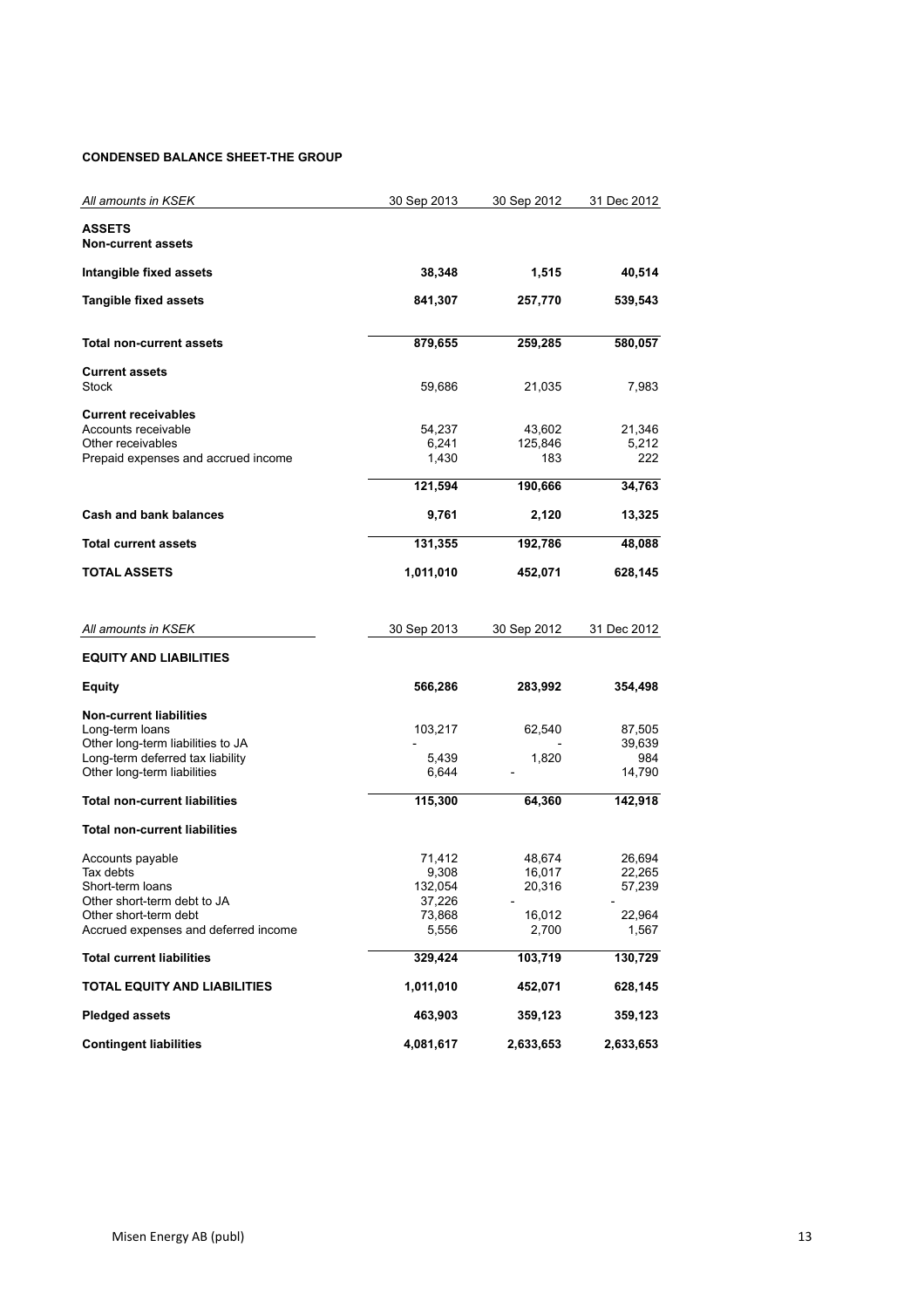**CONDENSED BALANCE SHEET-THE GROUP**

| *All amounts in KSEK* | 30 Sep 2013 | 30 Sep 2012 | 31 Dec 2012 |
|---|---|---|---|
| **ASSETS** | | | |
| **Non-current assets** | | | |
| **Intangible fixed assets** | **38,348** | **1,515** | **40,514** |
| **Tangible fixed assets** | **841,307** | **257,770** | **539,543** |
| **Total non-current assets** | **879,655** | **259,285** | **580,057** |
| **Current assets** | | | |
| Stock | 59,686 | 21,035 | 7,983 |
| **Current receivables** | | | |
| Accounts receivable | 54,237 | 43,602 | 21,346 |
| Other receivables | 6,241 | 125,846 | 5,212 |
| Prepaid expenses and accrued income | 1,430 | 183 | 222 |
| | **121,594** | **190,666** | **34,763** |
| **Cash and bank balances** | **9,761** | **2,120** | **13,325** |
| **Total current assets** | **131,355** | **192,786** | **48,088** |
| **TOTAL ASSETS** | **1,011,010** | **452,071** | **628,145** |

| *All amounts in KSEK* | 30 Sep 2013 | 30 Sep 2012 | 31 Dec 2012 |
|---|---|---|---|
| **EQUITY AND LIABILITIES** | | | |
| **Equity** | **566,286** | **283,992** | **354,498** |
| **Non-current liabilities** | | | |
| Long-term loans | 103,217 | 62,540 | 87,505 |
| Other long-term liabilities to JA | - | - | 39,639 |
| Long-term deferred tax liability | 5,439 | 1,820 | 984 |
| Other long-term liabilities | 6,644 | - | 14,790 |
| **Total non-current liabilities** | **115,300** | **64,360** | **142,918** |
| **Total non-current liabilities** | | | |
| Accounts payable | 71,412 | 48,674 | 26,694 |
| Tax debts | 9,308 | 16,017 | 22,265 |
| Short-term loans | 132,054 | 20,316 | 57,239 |
| Other short-term debt to JA | 37,226 | - | - |
| Other short-term debt | 73,868 | 16,012 | 22,964 |
| Accrued expenses and deferred income | 5,556 | 2,700 | 1,567 |
| **Total current liabilities** | **329,424** | **103,719** | **130,729** |
| **TOTAL EQUITY AND LIABILITIES** | **1,011,010** | **452,071** | **628,145** |
| **Pledged assets** | **463,903** | **359,123** | **359,123** |
| **Contingent liabilities** | **4,081,617** | **2,633,653** | **2,633,653** |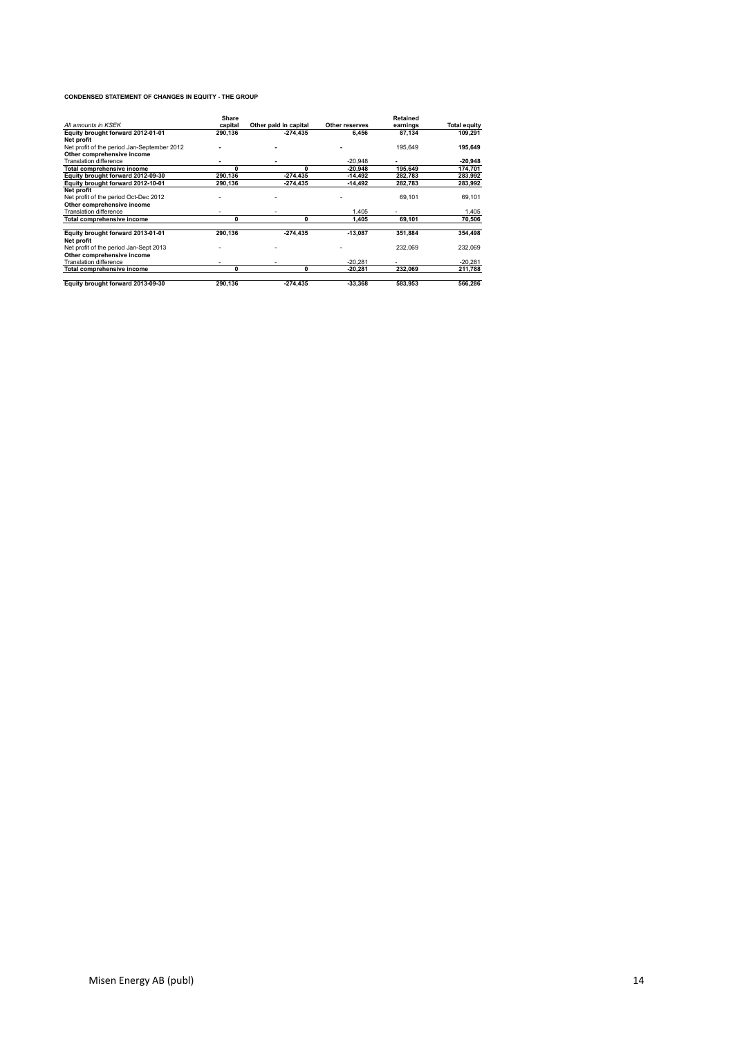**CONDENSED STATEMENT OF CHANGES IN EQUITY - THE GROUP**

| *All amounts in KSEK* | Share capital | Other paid in capital | Other reserves | Retained earnings | Total equity |
|---|---|---|---|---|---|
| **Equity brought forward 2012-01-01** | **290,136** | **-274,435** | **6,456** | **87,134** | **109,291** |
| **Net profit** | | | | | |
| Net profit of the period Jan-September 2012 | - | - | - | 195,649 | **195,649** |
| **Other comprehensive income** | | | | | |
| Translation difference | - | - | -20,948 | - | **-20,948** |
| **Total comprehensive income** | **0** | **0** | **-20,948** | **195,649** | **174,701** |
| **Equity brought forward 2012-09-30** | **290,136** | **-274,435** | **-14,492** | **282,783** | **283,992** |
| **Equity brought forward 2012-10-01** | **290,136** | **-274,435** | **-14,492** | **282,783** | **283,992** |
| **Net profit** | | | | | |
| Net profit of the period Oct-Dec 2012 | - | - | - | 69,101 | 69,101 |
| **Other comprehensive income** | | | | | |
| Translation difference | - | - | 1,405 | - | 1,405 |
| **Total comprehensive income** | **0** | **0** | **1,405** | **69,101** | **70,506** |
| **Equity brought forward 2013-01-01** | **290,136** | **-274,435** | **-13,087** | **351,884** | **354,498** |
| **Net profit** | | | | | |
| Net profit of the period Jan-Sept 2013 | - | - | - | 232,069 | 232,069 |
| **Other comprehensive income** | | | | | |
| Translation difference | - | - | -20,281 | - | -20,281 |
| **Total comprehensive income** | **0** | **0** | **-20,281** | **232,069** | **211,788** |
| **Equity brought forward 2013-09-30** | **290,136** | **-274,435** | **-33,368** | **583,953** | **566,286** |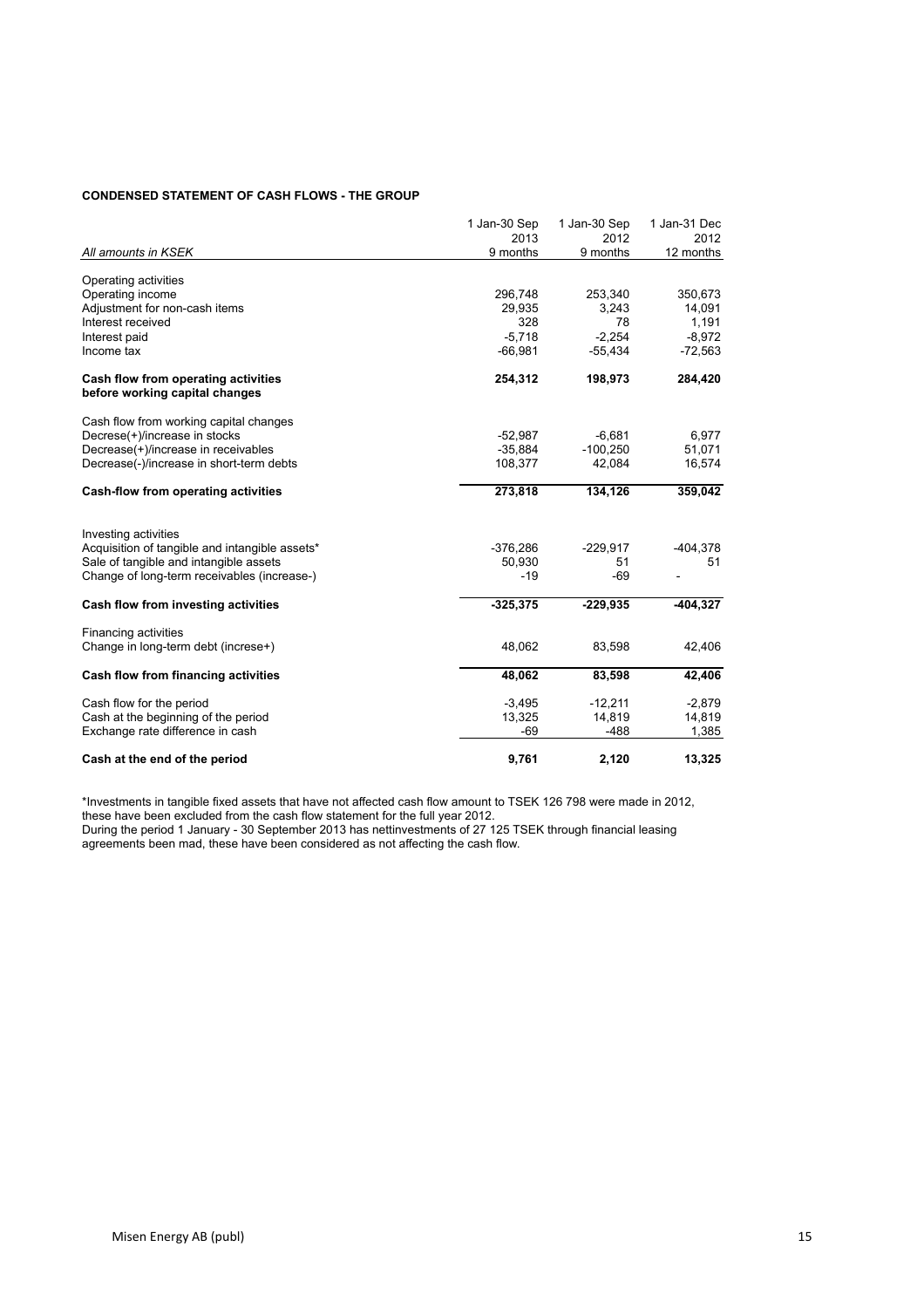**CONDENSED STATEMENT OF CASH FLOWS - THE GROUP**

| *All amounts in KSEK* | 1 Jan-30 Sep 2013 9 months | 1 Jan-30 Sep 2012 9 months | 1 Jan-31 Dec 2012 12 months |
|---|---|---|---|
| Operating activities | | | |
| Operating income | 296,748 | 253,340 | 350,673 |
| Adjustment for non-cash items | 29,935 | 3,243 | 14,091 |
| Interest received | 328 | 78 | 1,191 |
| Interest paid | -5,718 | -2,254 | -8,972 |
| Income tax | -66,981 | -55,434 | -72,563 |
| **Cash flow from operating activities before working capital changes** | **254,312** | **198,973** | **284,420** |
| Cash flow from working capital changes | | | |
| Decrese(+)/increase in stocks | -52,987 | -6,681 | 6,977 |
| Decrease(+)/increase in receivables | -35,884 | -100,250 | 51,071 |
| Decrease(-)/increase in short-term debts | 108,377 | 42,084 | 16,574 |
| **Cash-flow from operating activities** | **273,818** | **134,126** | **359,042** |
| Investing activities | | | |
| Acquisition of tangible and intangible assets* | -376,286 | -229,917 | -404,378 |
| Sale of tangible and intangible assets | 50,930 | 51 | 51 |
| Change of long-term receivables (increase-) | -19 | -69 | - |
| **Cash flow from investing activities** | **-325,375** | **-229,935** | **-404,327** |
| Financing activities | | | |
| Change in long-term debt (increse+) | 48,062 | 83,598 | 42,406 |
| **Cash flow from financing activities** | **48,062** | **83,598** | **42,406** |
| Cash flow for the period | -3,495 | -12,211 | -2,879 |
| Cash at the beginning of the period | 13,325 | 14,819 | 14,819 |
| Exchange rate difference in cash | -69 | -488 | 1,385 |
| **Cash at the end of the period** | **9,761** | **2,120** | **13,325** |

*Investments in tangible fixed assets that have not affected cash flow amount to TSEK 126 798 were made in 2012, these have been excluded from the cash flow statement for the full year 2012.
During the period 1 January - 30 September 2013 has nettinvestments of 27 125 TSEK through financial leasing agreements been mad, these have been considered as not affecting the cash flow.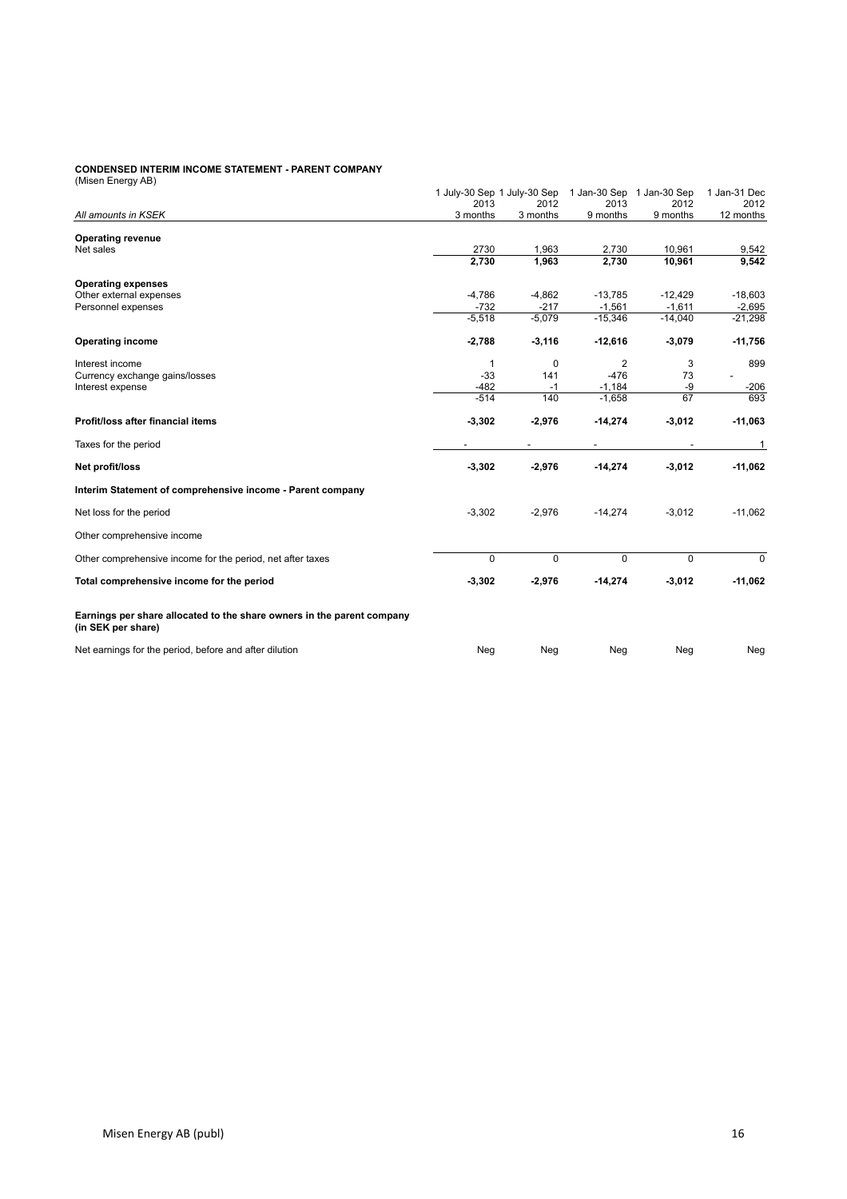**CONDENSED INTERIM INCOME STATEMENT - PARENT COMPANY**
(Misen Energy AB)

| *All amounts in KSEK* | 1 July-30 Sep 2013 3 months | 1 July-30 Sep 2012 3 months | 1 Jan-30 Sep 2013 9 months | 1 Jan-30 Sep 2012 9 months | 1 Jan-31 Dec 2012 12 months |
|---|---|---|---|---|---|
| **Operating revenue** | | | | | |
| Net sales | 2730 | 1,963 | 2,730 | 10,961 | 9,542 |
| | **2,730** | **1,963** | **2,730** | **10,961** | **9,542** |
| **Operating expenses** | | | | | |
| Other external expenses | -4,786 | -4,862 | -13,785 | -12,429 | -18,603 |
| Personnel expenses | -732 | -217 | -1,561 | -1,611 | -2,695 |
| | -5,518 | -5,079 | -15,346 | -14,040 | -21,298 |
| **Operating income** | **-2,788** | **-3,116** | **-12,616** | **-3,079** | **-11,756** |
| Interest income | 1 | 0 | 2 | 3 | 899 |
| Currency exchange gains/losses | -33 | 141 | -476 | 73 | - |
| Interest expense | -482 | -1 | -1,184 | -9 | -206 |
| | -514 | 140 | -1,658 | 67 | 693 |
| **Profit/loss after financial items** | **-3,302** | **-2,976** | **-14,274** | **-3,012** | **-11,063** |
| Taxes for the period | - | - | - | - | 1 |
| **Net profit/loss** | **-3,302** | **-2,976** | **-14,274** | **-3,012** | **-11,062** |
| **Interim Statement of comprehensive income - Parent company** | | | | | |
| Net loss for the period | -3,302 | -2,976 | -14,274 | -3,012 | -11,062 |
| Other comprehensive income | | | | | |
| Other comprehensive income for the period, net after taxes | 0 | 0 | 0 | 0 | 0 |
| **Total comprehensive income for the period** | **-3,302** | **-2,976** | **-14,274** | **-3,012** | **-11,062** |
| **Earnings per share allocated to the share owners in the parent company (in SEK per share)** | | | | | |
| Net earnings for the period, before and after dilution | Neg | Neg | Neg | Neg | Neg |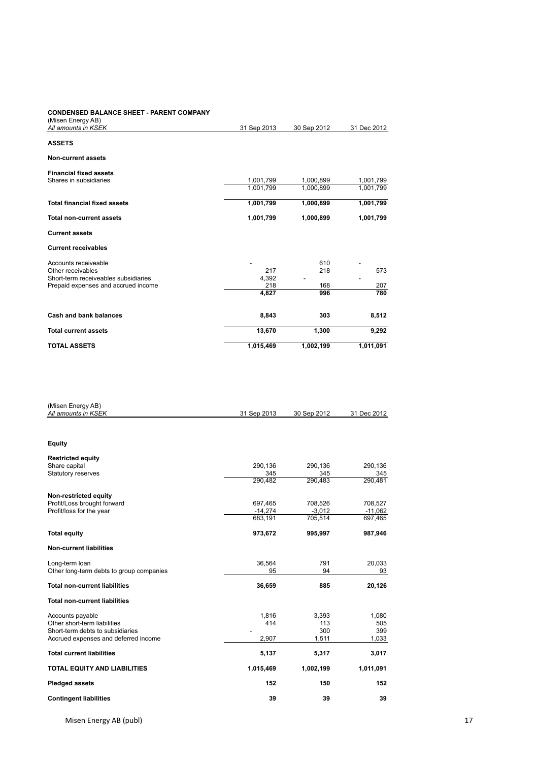**CONDENSED BALANCE SHEET - PARENT COMPANY**

(Misen Energy AB)

| *All amounts in KSEK* | 31 Sep 2013 | 30 Sep 2012 | 31 Dec 2012 |
|---|---|---|---|
| **ASSETS** | | | |
| **Non-current assets** | | | |
| **Financial fixed assets** | | | |
| Shares in subsidiaries | 1,001,799 | 1,000,899 | 1,001,799 |
| | 1,001,799 | 1,000,899 | 1,001,799 |
| **Total financial fixed assets** | **1,001,799** | **1,000,899** | **1,001,799** |
| **Total non-current assets** | **1,001,799** | **1,000,899** | **1,001,799** |
| **Current assets** | | | |
| **Current receivables** | | | |
| Accounts receiveable | - | 610 | - |
| Other receivables | 217 | 218 | 573 |
| Short-term receiveables subsidiaries | 4,392 | - | - |
| Prepaid expenses and accrued income | 218 | 168 | 207 |
| | **4,827** | **996** | **780** |
| **Cash and bank balances** | **8,843** | **303** | **8,512** |
| **Total current assets** | **13,670** | **1,300** | **9,292** |
| **TOTAL ASSETS** | **1,015,469** | **1,002,199** | **1,011,091** |

(Misen Energy AB)

| *All amounts in KSEK* | 31 Sep 2013 | 30 Sep 2012 | 31 Dec 2012 |
|---|---|---|---|
| **Equity** | | | |
| **Restricted equity** | | | |
| Share capital | 290,136 | 290,136 | 290,136 |
| Statutory reserves | 345 | 345 | 345 |
| | 290,482 | 290,483 | 290,481 |
| **Non-restricted equity** | | | |
| Profit/Loss brought forward | 697,465 | 708,526 | 708,527 |
| Profit/loss for the year | -14,274 | -3,012 | -11,062 |
| | 683,191 | 705,514 | 697,465 |
| **Total equity** | **973,672** | **995,997** | **987,946** |
| **Non-current liabilities** | | | |
| Long-term loan | 36,564 | 791 | 20,033 |
| Other long-term debts to group companies | 95 | 94 | 93 |
| **Total non-current liabilities** | **36,659** | **885** | **20,126** |
| **Total non-current liabilities** | | | |
| Accounts payable | 1,816 | 3,393 | 1,080 |
| Other short-term liabilities | 414 | 113 | 505 |
| Short-term debts to subsidiaries | - | 300 | 399 |
| Accrued expenses and deferred income | 2,907 | 1,511 | 1,033 |
| **Total current liabilities** | **5,137** | **5,317** | **3,017** |
| **TOTAL EQUITY AND LIABILITIES** | **1,015,469** | **1,002,199** | **1,011,091** |
| **Pledged assets** | **152** | **150** | **152** |
| **Contingent liabilities** | **39** | **39** | **39** |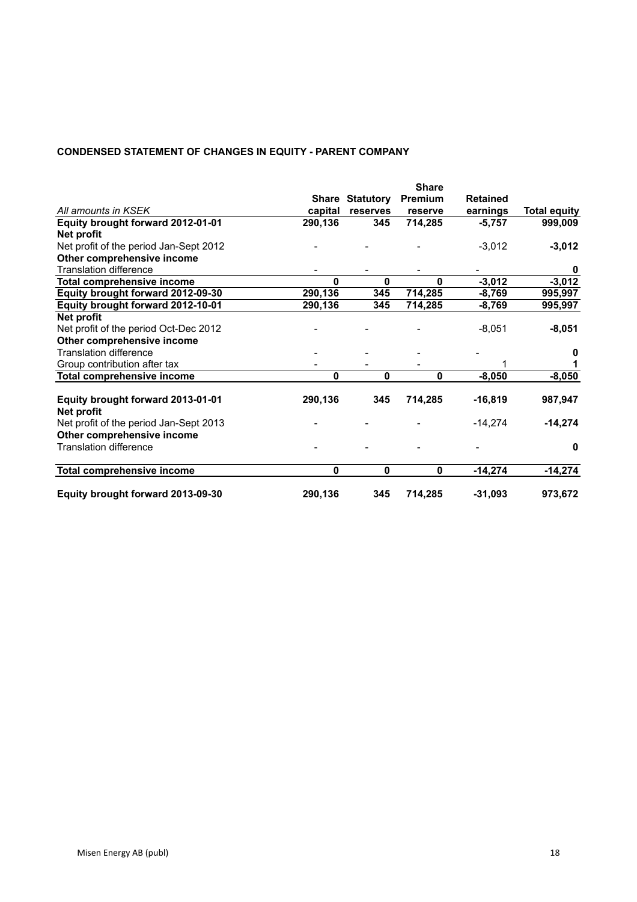**CONDENSED STATEMENT OF CHANGES IN EQUITY - PARENT COMPANY**

| *All amounts in KSEK* | Share capital | Statutory reserves | Share Premium reserve | Retained earnings | Total equity |
|---|---|---|---|---|---|
| **Equity brought forward 2012-01-01** | **290,136** | **345** | **714,285** | **-5,757** | **999,009** |
| **Net profit** | | | | | |
| Net profit of the period Jan-Sept 2012 | - | - | - | -3,012 | **-3,012** |
| **Other comprehensive income** | | | | | |
| Translation difference | - | - | - | - | **0** |
| **Total comprehensive income** | **0** | **0** | **0** | **-3,012** | **-3,012** |
| **Equity brought forward 2012-09-30** | **290,136** | **345** | **714,285** | **-8,769** | **995,997** |
| **Equity brought forward 2012-10-01** | **290,136** | **345** | **714,285** | **-8,769** | **995,997** |
| **Net profit** | | | | | |
| Net profit of the period Oct-Dec 2012 | - | - | - | -8,051 | **-8,051** |
| **Other comprehensive income** | | | | | |
| Translation difference | - | - | - | - | **0** |
| Group contribution after tax | - | - | - | 1 | **1** |
| **Total comprehensive income** | **0** | **0** | **0** | **-8,050** | **-8,050** |
| **Equity brought forward 2013-01-01** | **290,136** | **345** | **714,285** | **-16,819** | **987,947** |
| **Net profit** | | | | | |
| Net profit of the period Jan-Sept 2013 | - | - | - | -14,274 | **-14,274** |
| **Other comprehensive income** | | | | | |
| Translation difference | - | - | - | - | **0** |
| **Total comprehensive income** | **0** | **0** | **0** | **-14,274** | **-14,274** |
| **Equity brought forward 2013-09-30** | **290,136** | **345** | **714,285** | **-31,093** | **973,672** |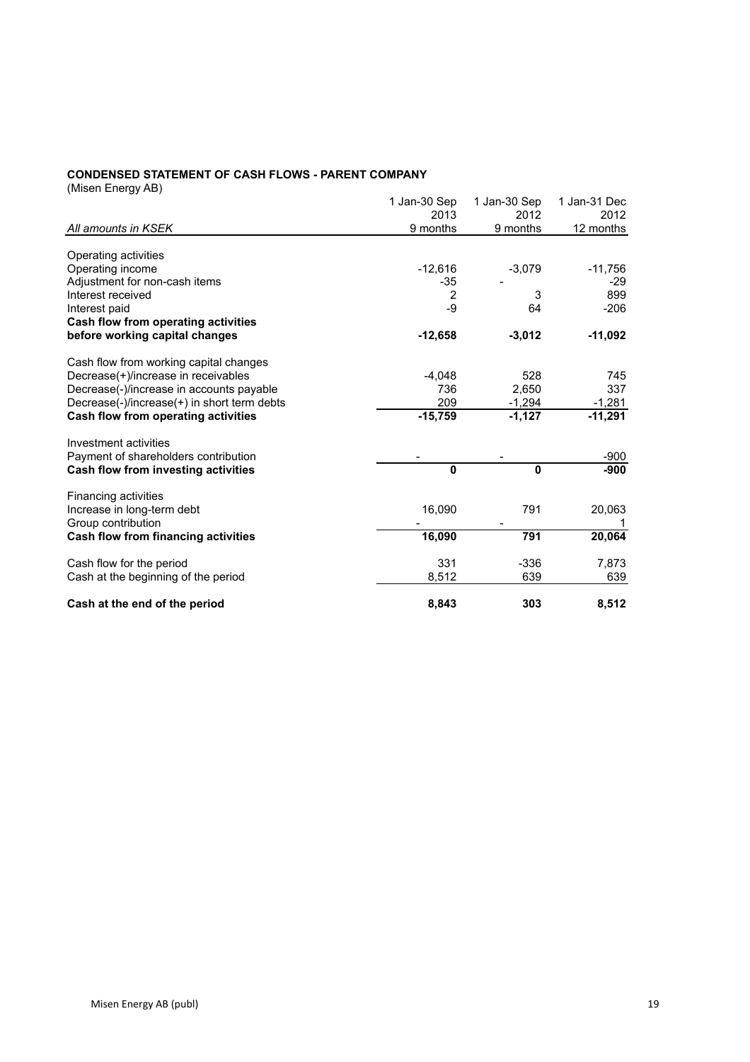**CONDENSED STATEMENT OF CASH FLOWS - PARENT COMPANY**

(Misen Energy AB)

| *All amounts in KSEK* | 1 Jan-30 Sep 2013 9 months | 1 Jan-30 Sep 2012 9 months | 1 Jan-31 Dec 2012 12 months |
|---|---|---|---|
| Operating activities | | | |
| Operating income | -12,616 | -3,079 | -11,756 |
| Adjustment for non-cash items | -35 | - | -29 |
| Interest received | 2 | 3 | 899 |
| Interest paid | -9 | 64 | -206 |
| **Cash flow from operating activities before working capital changes** | **-12,658** | **-3,012** | **-11,092** |
| Cash flow from working capital changes | | | |
| Decrease(+)/increase in receivables | -4,048 | 528 | 745 |
| Decrease(-)/increase in accounts payable | 736 | 2,650 | 337 |
| Decrease(-)/increase(+) in short term debts | 209 | -1,294 | -1,281 |
| **Cash flow from operating activities** | **-15,759** | **-1,127** | **-11,291** |
| Investment activities | | | |
| Payment of shareholders contribution | - | - | -900 |
| **Cash flow from investing activities** | **0** | **0** | **-900** |
| Financing activities | | | |
| Increase in long-term debt | 16,090 | 791 | 20,063 |
| Group contribution | - | - | 1 |
| **Cash flow from financing activities** | **16,090** | **791** | **20,064** |
| Cash flow for the period | 331 | -336 | 7,873 |
| Cash at the beginning of the period | 8,512 | 639 | 639 |
| **Cash at the end of the period** | **8,843** | **303** | **8,512** |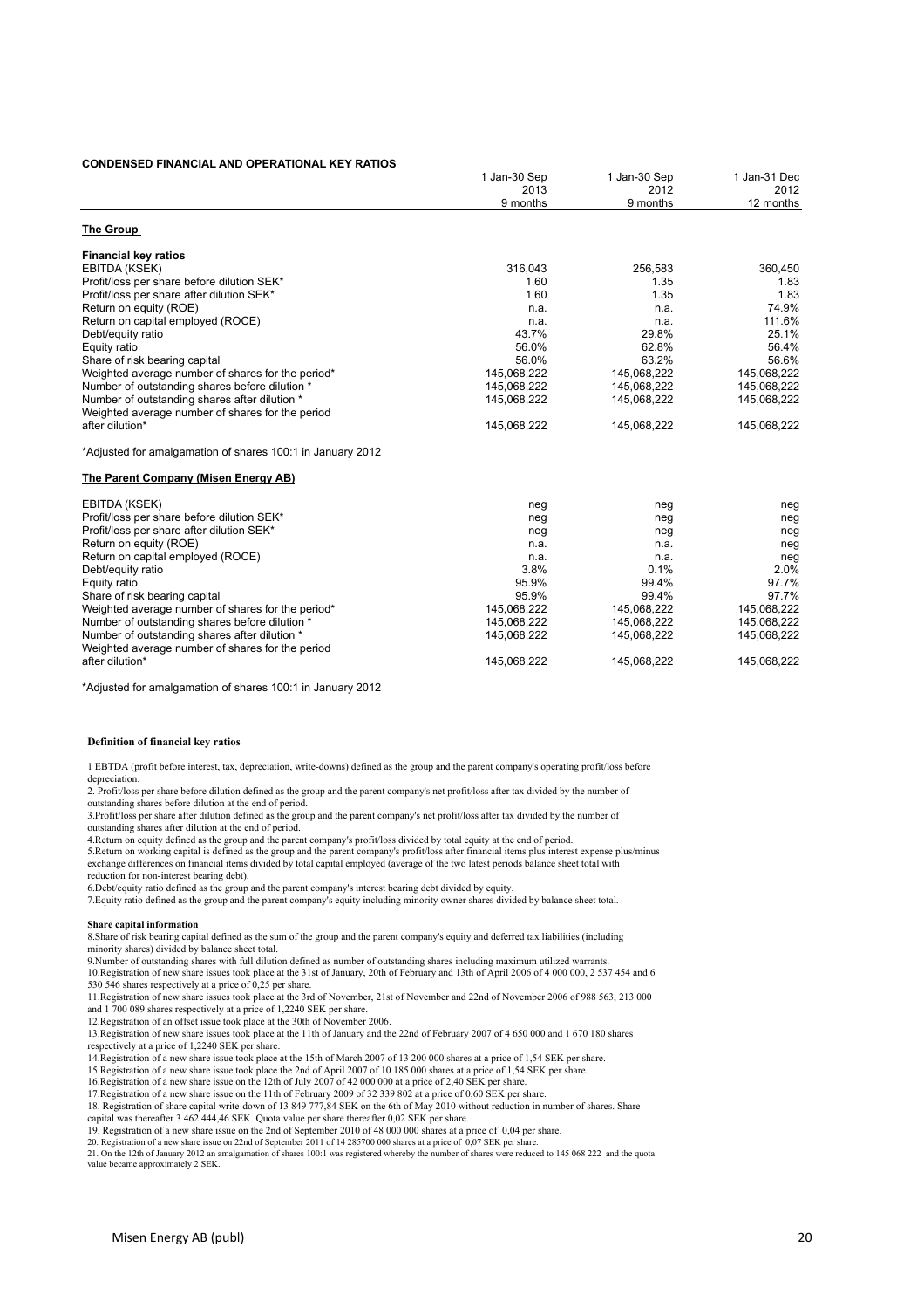**CONDENSED FINANCIAL AND OPERATIONAL KEY RATIOS**

| | 1 Jan-30 Sep 2013 9 months | 1 Jan-30 Sep 2012 9 months | 1 Jan-31 Dec 2012 12 months |
|---|---|---|---|
| **The Group** | | | |
| **Financial key ratios** | | | |
| EBITDA (KSEK) | 316,043 | 256,583 | 360,450 |
| Profit/loss per share before dilution SEK* | 1.60 | 1.35 | 1.83 |
| Profit/loss per share after dilution SEK* | 1.60 | 1.35 | 1.83 |
| Return on equity (ROE) | n.a. | n.a. | 74.9% |
| Return on capital employed (ROCE) | n.a. | n.a. | 111.6% |
| Debt/equity ratio | 43.7% | 29.8% | 25.1% |
| Equity ratio | 56.0% | 62.8% | 56.4% |
| Share of risk bearing capital | 56.0% | 63.2% | 56.6% |
| Weighted average number of shares for the period* | 145,068,222 | 145,068,222 | 145,068,222 |
| Number of outstanding shares before dilution * | 145,068,222 | 145,068,222 | 145,068,222 |
| Number of outstanding shares after dilution * | 145,068,222 | 145,068,222 | 145,068,222 |
| Weighted average number of shares for the period after dilution* | 145,068,222 | 145,068,222 | 145,068,222 |

*Adjusted for amalgamation of shares 100:1 in January 2012

| **The Parent Company (Misen Energy AB)** | | | |
|---|---|---|---|
| EBITDA (KSEK) | neg | neg | neg |
| Profit/loss per share before dilution SEK* | neg | neg | neg |
| Profit/loss per share after dilution SEK* | neg | neg | neg |
| Return on equity (ROE) | n.a. | n.a. | neg |
| Return on capital employed (ROCE) | n.a. | n.a. | neg |
| Debt/equity ratio | 3.8% | 0.1% | 2.0% |
| Equity ratio | 95.9% | 99.4% | 97.7% |
| Share of risk bearing capital | 95.9% | 99.4% | 97.7% |
| Weighted average number of shares for the period* | 145,068,222 | 145,068,222 | 145,068,222 |
| Number of outstanding shares before dilution * | 145,068,222 | 145,068,222 | 145,068,222 |
| Number of outstanding shares after dilution * | 145,068,222 | 145,068,222 | 145,068,222 |
| Weighted average number of shares for the period after dilution* | 145,068,222 | 145,068,222 | 145,068,222 |

*Adjusted for amalgamation of shares 100:1 in January 2012

**Definition of financial key ratios**

1 EBTDA (profit before interest, tax, depreciation, write-downs) defined as the group and the parent company's operating profit/loss before depreciation.

2. Profit/loss per share before dilution defined as the group and the parent company's net profit/loss after tax divided by the number of outstanding shares before dilution at the end of period.

3.Profit/loss per share after dilution defined as the group and the parent company's net profit/loss after tax divided by the number of outstanding shares after dilution at the end of period.

4.Return on equity defined as the group and the parent company's profit/loss divided by total equity at the end of period.

5.Return on working capital is defined as the group and the parent company's profit/loss after financial items plus interest expense plus/minus exchange differences on financial items divided by total capital employed (average of the two latest periods balance sheet total with reduction for non-interest bearing debt).

6.Debt/equity ratio defined as the group and the parent company's interest bearing debt divided by equity.

7.Equity ratio defined as the group and the parent company's equity including minority owner shares divided by balance sheet total.

**Share capital information**

8.Share of risk bearing capital defined as the sum of the group and the parent company's equity and deferred tax liabilities (including minority shares) divided by balance sheet total.

9.Number of outstanding shares with full dilution defined as number of outstanding shares including maximum utilized warrants.

10.Registration of new share issues took place at the 31st of January, 20th of February and 13th of April 2006 of 4 000 000, 2 537 454 and 6 530 546 shares respectively at a price of 0,25 per share.

11.Registration of new share issues took place at the 3rd of November, 21st of November and 22nd of November 2006 of 988 563, 213 000 and 1 700 089 shares respectively at a price of 1,2240 SEK per share.

12.Registration of an offset issue took place at the 30th of November 2006.

13.Registration of new share issues took place at the 11th of January and the 22nd of February 2007 of 4 650 000 and 1 670 180 shares respectively at a price of 1,2240 SEK per share.

14.Registration of a new share issue took place at the 15th of March 2007 of 13 200 000 shares at a price of 1,54 SEK per share.

15.Registration of a new share issue took place the 2nd of April 2007 of 10 185 000 shares at a price of 1,54 SEK per share.

16.Registration of a new share issue on the 12th of July 2007 of 42 000 000 at a price of 2,40 SEK per share.

17.Registration of a new share issue on the 11th of February 2009 of 32 339 802 at a price of 0,60 SEK per share.

18. Registration of share capital write-down of 13 849 777,84 SEK on the 6th of May 2010 without reduction in number of shares. Share capital was thereafter 3 462 444,46 SEK. Quota value per share thereafter 0,02 SEK per share.

19. Registration of a new share issue on the 2nd of September 2010 of 48 000 000 shares at a price of 0,04 per share.

20. Registration of a new share issue on 22nd of September 2011 of 14 285700 000 shares at a price of 0,07 SEK per share.

21. On the 12th of January 2012 an amalgamation of shares 100:1 was registered whereby the number of shares were reduced to 145 068 222 and the quota value became approximately 2 SEK.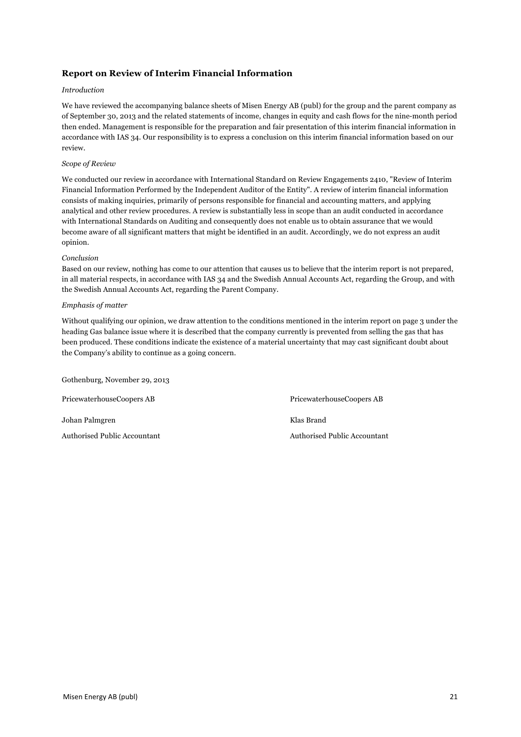## Report on Review of Interim Financial Information

*Introduction*

We have reviewed the accompanying balance sheets of Misen Energy AB (publ) for the group and the parent company as of September 30, 2013 and the related statements of income, changes in equity and cash flows for the nine-month period then ended. Management is responsible for the preparation and fair presentation of this interim financial information in accordance with IAS 34. Our responsibility is to express a conclusion on this interim financial information based on our review.

*Scope of Review*

We conducted our review in accordance with International Standard on Review Engagements 2410, "Review of Interim Financial Information Performed by the Independent Auditor of the Entity". A review of interim financial information consists of making inquiries, primarily of persons responsible for financial and accounting matters, and applying analytical and other review procedures. A review is substantially less in scope than an audit conducted in accordance with International Standards on Auditing and consequently does not enable us to obtain assurance that we would become aware of all significant matters that might be identified in an audit. Accordingly, we do not express an audit opinion.

*Conclusion*

Based on our review, nothing has come to our attention that causes us to believe that the interim report is not prepared, in all material respects, in accordance with IAS 34 and the Swedish Annual Accounts Act, regarding the Group, and with the Swedish Annual Accounts Act, regarding the Parent Company.

*Emphasis of matter*

Without qualifying our opinion, we draw attention to the conditions mentioned in the interim report on page 3 under the heading Gas balance issue where it is described that the company currently is prevented from selling the gas that has been produced. These conditions indicate the existence of a material uncertainty that may cast significant doubt about the Company's ability to continue as a going concern.

Gothenburg, November 29, 2013

PricewaterhouseCoopers AB

Johan Palmgren

Authorised Public Accountant

PricewaterhouseCoopers AB

Klas Brand

Authorised Public Accountant